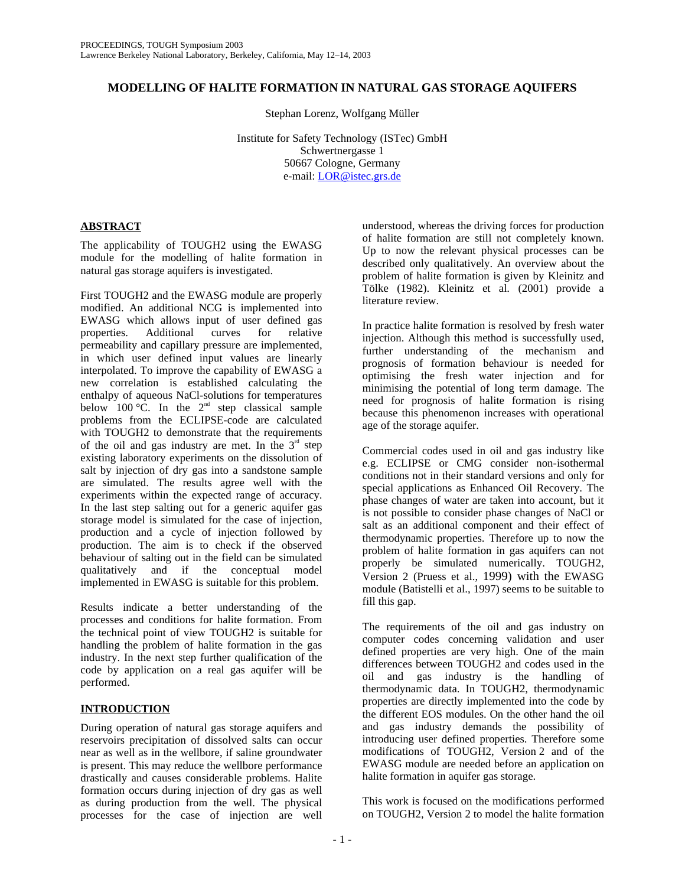# MODELLING OF HALITE FORMATION IN NATURAL GAS STORAGE AQUIFERS

Stephan Lorenz, Wolfgang Müller

Institute for Safety Technology (ISTec) GmbH
Schwertnergasse 1
50667 Cologne, Germany
e-mail: LOR@istec.grs.de

## ABSTRACT

The applicability of TOUGH2 using the EWASG module for the modelling of halite formation in natural gas storage aquifers is investigated.

First TOUGH2 and the EWASG module are properly modified. An additional NCG is implemented into EWASG which allows input of user defined gas properties. Additional curves for relative permeability and capillary pressure are implemented, in which user defined input values are linearly interpolated. To improve the capability of EWASG a new correlation is established calculating the enthalpy of aqueous NaCl-solutions for temperatures below 100 °C. In the 2nd step classical sample problems from the ECLIPSE-code are calculated with TOUGH2 to demonstrate that the requirements of the oil and gas industry are met. In the 3rd step existing laboratory experiments on the dissolution of salt by injection of dry gas into a sandstone sample are simulated. The results agree well with the experiments within the expected range of accuracy. In the last step salting out for a generic aquifer gas storage model is simulated for the case of injection, production and a cycle of injection followed by production. The aim is to check if the observed behaviour of salting out in the field can be simulated qualitatively and if the conceptual model implemented in EWASG is suitable for this problem.

Results indicate a better understanding of the processes and conditions for halite formation. From the technical point of view TOUGH2 is suitable for handling the problem of halite formation in the gas industry. In the next step further qualification of the code by application on a real gas aquifer will be performed.

## INTRODUCTION

During operation of natural gas storage aquifers and reservoirs precipitation of dissolved salts can occur near as well as in the wellbore, if saline groundwater is present. This may reduce the wellbore performance drastically and causes considerable problems. Halite formation occurs during injection of dry gas as well as during production from the well. The physical processes for the case of injection are well understood, whereas the driving forces for production of halite formation are still not completely known. Up to now the relevant physical processes can be described only qualitatively. An overview about the problem of halite formation is given by Kleinitz and Tölke (1982). Kleinitz et al. (2001) provide a literature review.

In practice halite formation is resolved by fresh water injection. Although this method is successfully used, further understanding of the mechanism and prognosis of formation behaviour is needed for optimising the fresh water injection and for minimising the potential of long term damage. The need for prognosis of halite formation is rising because this phenomenon increases with operational age of the storage aquifer.

Commercial codes used in oil and gas industry like e.g. ECLIPSE or CMG consider non-isothermal conditions not in their standard versions and only for special applications as Enhanced Oil Recovery. The phase changes of water are taken into account, but it is not possible to consider phase changes of NaCl or salt as an additional component and their effect of thermodynamic properties. Therefore up to now the problem of halite formation in gas aquifers can not properly be simulated numerically. TOUGH2, Version 2 (Pruess et al., 1999) with the EWASG module (Batistelli et al., 1997) seems to be suitable to fill this gap.

The requirements of the oil and gas industry on computer codes concerning validation and user defined properties are very high. One of the main differences between TOUGH2 and codes used in the oil and gas industry is the handling of thermodynamic data. In TOUGH2, thermodynamic properties are directly implemented into the code by the different EOS modules. On the other hand the oil and gas industry demands the possibility of introducing user defined properties. Therefore some modifications of TOUGH2, Version 2 and of the EWASG module are needed before an application on halite formation in aquifer gas storage.

This work is focused on the modifications performed on TOUGH2, Version 2 to model the halite formation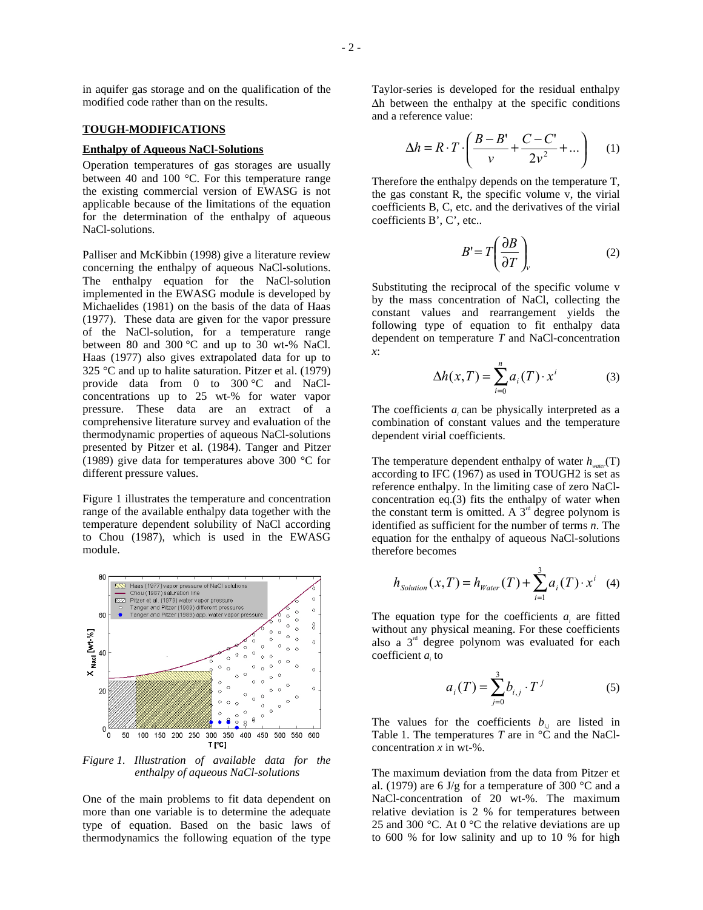in aquifer gas storage and on the qualification of the modified code rather than on the results.

## TOUGH-MODIFICATIONS

### Enthalpy of Aqueous NaCl-Solutions

Operation temperatures of gas storages are usually between 40 and 100 °C. For this temperature range the existing commercial version of EWASG is not applicable because of the limitations of the equation for the determination of the enthalpy of aqueous NaCl-solutions.

Palliser and McKibbin (1998) give a literature review concerning the enthalpy of aqueous NaCl-solutions. The enthalpy equation for the NaCl-solution implemented in the EWASG module is developed by Michaelides (1981) on the basis of the data of Haas (1977). These data are given for the vapor pressure of the NaCl-solution, for a temperature range between 80 and 300 °C and up to 30 wt-% NaCl. Haas (1977) also gives extrapolated data for up to 325 °C and up to halite saturation. Pitzer et al. (1979) provide data from 0 to 300 °C and NaCl-concentrations up to 25 wt-% for water vapor pressure. These data are an extract of a comprehensive literature survey and evaluation of the thermodynamic properties of aqueous NaCl-solutions presented by Pitzer et al. (1984). Tanger and Pitzer (1989) give data for temperatures above 300 °C for different pressure values.

Figure 1 illustrates the temperature and concentration range of the available enthalpy data together with the temperature dependent solubility of NaCl according to Chou (1987), which is used in the EWASG module.

*Figure 1. Illustration of available data for the enthalpy of aqueous NaCl-solutions*

One of the main problems to fit data dependent on more than one variable is to determine the adequate type of equation. Based on the basic laws of thermodynamics the following equation of the type Taylor-series is developed for the residual enthalpy Δh between the enthalpy at the specific conditions and a reference value:

$$\Delta h = R \cdot T \cdot \left( \frac{B - B'}{v} + \frac{C - C'}{2v^2} + \ldots \right) \quad (1)$$

Therefore the enthalpy depends on the temperature T, the gas constant R, the specific volume v, the virial coefficients B, C, etc. and the derivatives of the virial coefficients B', C', etc..

$$B' = T \left( \frac{\partial B}{\partial T} \right)_v \quad (2)$$

Substituting the reciprocal of the specific volume v by the mass concentration of NaCl, collecting the constant values and rearrangement yields the following type of equation to fit enthalpy data dependent on temperature *T* and NaCl-concentration *x*:

$$\Delta h(x,T) = \sum_{i=0}^{n} a_i(T) \cdot x^i \quad (3)$$

The coefficients $a_i$ can be physically interpreted as a combination of constant values and the temperature dependent virial coefficients.

The temperature dependent enthalpy of water $h_{water}(T)$ according to IFC (1967) as used in TOUGH2 is set as reference enthalpy. In the limiting case of zero NaCl-concentration eq.(3) fits the enthalpy of water when the constant term is omitted. A 3rd degree polynom is identified as sufficient for the number of terms *n*. The equation for the enthalpy of aqueous NaCl-solutions therefore becomes

$$h_{Solution}(x,T) = h_{Water}(T) + \sum_{i=1}^{3} a_i(T) \cdot x^i \quad (4)$$

The equation type for the coefficients $a_i$ are fitted without any physical meaning. For these coefficients also a 3rd degree polynom was evaluated for each coefficient $a_i$ to

$$a_i(T) = \sum_{j=0}^{3} b_{i,j} \cdot T^j \quad (5)$$

The values for the coefficients $b_{i,j}$ are listed in Table 1. The temperatures *T* are in °C and the NaCl-concentration *x* in wt-%.

The maximum deviation from the data from Pitzer et al. (1979) are 6 J/g for a temperature of 300 °C and a NaCl-concentration of 20 wt-%. The maximum relative deviation is 2 % for temperatures between 25 and 300 °C. At 0 °C the relative deviations are up to 600 % for low salinity and up to 10 % for high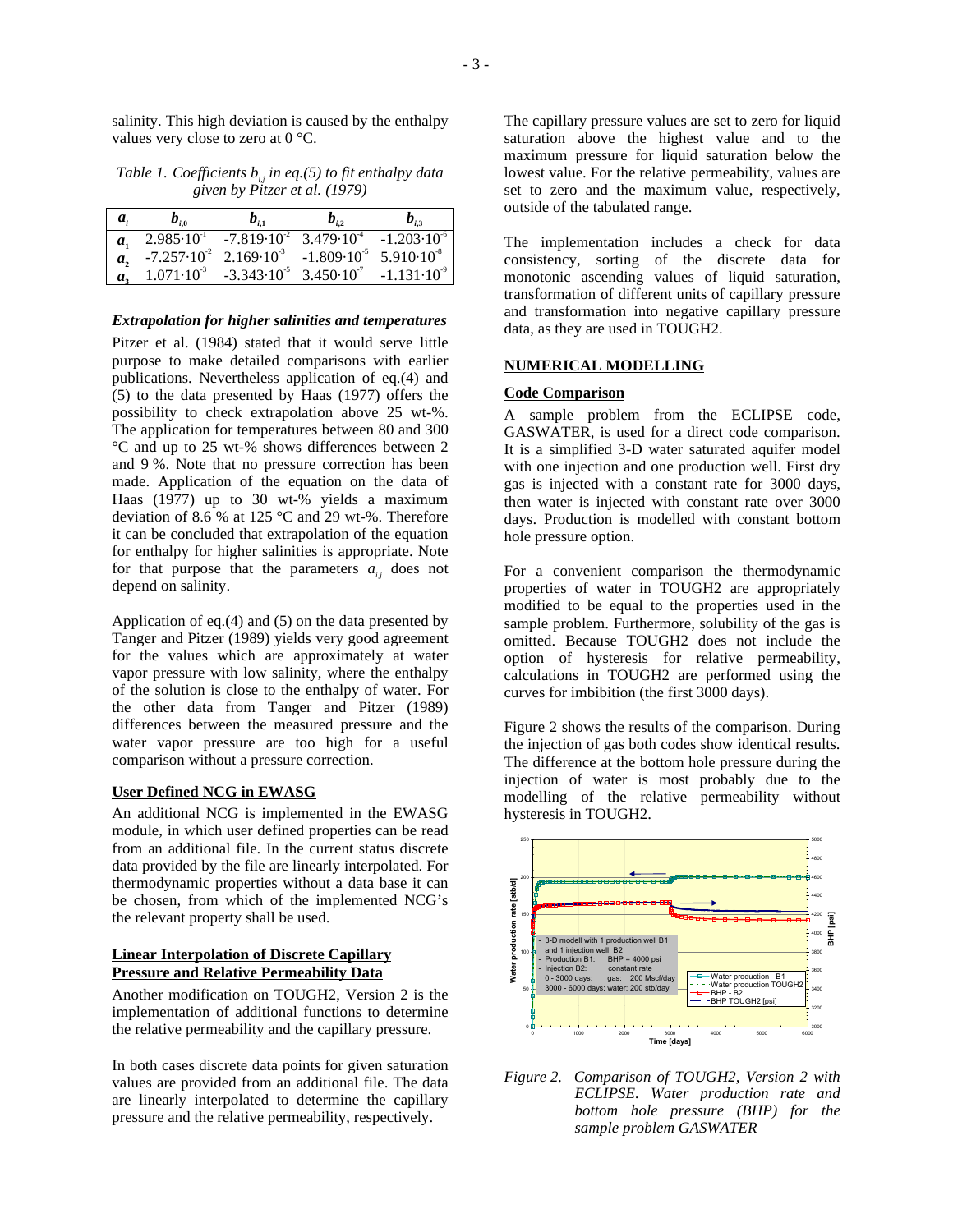salinity. This high deviation is caused by the enthalpy values very close to zero at 0 °C.

*Table 1. Coefficients $b_{i,j}$ in eq.(5) to fit enthalpy data given by Pitzer et al. (1979)*

| $a_i$ | $b_{i,0}$ | $b_{i,1}$ | $b_{i,2}$ | $b_{i,3}$ |
|---|---|---|---|---|
| $a_1$ | $2.985 \cdot 10^{-1}$ | $-7.819 \cdot 10^{-2}$ | $3.479 \cdot 10^{-4}$ | $-1.203 \cdot 10^{-6}$ |
| $a_2$ | $-7.257 \cdot 10^{-2}$ | $2.169 \cdot 10^{-3}$ | $-1.809 \cdot 10^{-5}$ | $5.910 \cdot 10^{-8}$ |
| $a_3$ | $1.071 \cdot 10^{-3}$ | $-3.343 \cdot 10^{-5}$ | $3.450 \cdot 10^{-7}$ | $-1.131 \cdot 10^{-9}$ |

### *Extrapolation for higher salinities and temperatures*

Pitzer et al. (1984) stated that it would serve little purpose to make detailed comparisons with earlier publications. Nevertheless application of eq.(4) and (5) to the data presented by Haas (1977) offers the possibility to check extrapolation above 25 wt-%. The application for temperatures between 80 and 300 °C and up to 25 wt-% shows differences between 2 and 9 %. Note that no pressure correction has been made. Application of the equation on the data of Haas (1977) up to 30 wt-% yields a maximum deviation of 8.6 % at 125 °C and 29 wt-%. Therefore it can be concluded that extrapolation of the equation for enthalpy for higher salinities is appropriate. Note for that purpose that the parameters $a_{i,j}$ does not depend on salinity.

Application of eq.(4) and (5) on the data presented by Tanger and Pitzer (1989) yields very good agreement for the values which are approximately at water vapor pressure with low salinity, where the enthalpy of the solution is close to the enthalpy of water. For the other data from Tanger and Pitzer (1989) differences between the measured pressure and the water vapor pressure are too high for a useful comparison without a pressure correction.

### User Defined NCG in EWASG

An additional NCG is implemented in the EWASG module, in which user defined properties can be read from an additional file. In the current status discrete data provided by the file are linearly interpolated. For thermodynamic properties without a data base it can be chosen, from which of the implemented NCG's the relevant property shall be used.

### Linear Interpolation of Discrete Capillary Pressure and Relative Permeability Data

Another modification on TOUGH2, Version 2 is the implementation of additional functions to determine the relative permeability and the capillary pressure.

In both cases discrete data points for given saturation values are provided from an additional file. The data are linearly interpolated to determine the capillary pressure and the relative permeability, respectively.

The capillary pressure values are set to zero for liquid saturation above the highest value and to the maximum pressure for liquid saturation below the lowest value. For the relative permeability, values are set to zero and the maximum value, respectively, outside of the tabulated range.

The implementation includes a check for data consistency, sorting of the discrete data for monotonic ascending values of liquid saturation, transformation of different units of capillary pressure and transformation into negative capillary pressure data, as they are used in TOUGH2.

## NUMERICAL MODELLING

### Code Comparison

A sample problem from the ECLIPSE code, GASWATER, is used for a direct code comparison. It is a simplified 3-D water saturated aquifer model with one injection and one production well. First dry gas is injected with a constant rate for 3000 days, then water is injected with constant rate over 3000 days. Production is modelled with constant bottom hole pressure option.

For a convenient comparison the thermodynamic properties of water in TOUGH2 are appropriately modified to be equal to the properties used in the sample problem. Furthermore, solubility of the gas is omitted. Because TOUGH2 does not include the option of hysteresis for relative permeability, calculations in TOUGH2 are performed using the curves for imbibition (the first 3000 days).

Figure 2 shows the results of the comparison. During the injection of gas both codes show identical results. The difference at the bottom hole pressure during the injection of water is most probably due to the modelling of the relative permeability without hysteresis in TOUGH2.

*Figure 2. Comparison of TOUGH2, Version 2 with ECLIPSE. Water production rate and bottom hole pressure (BHP) for the sample problem GASWATER*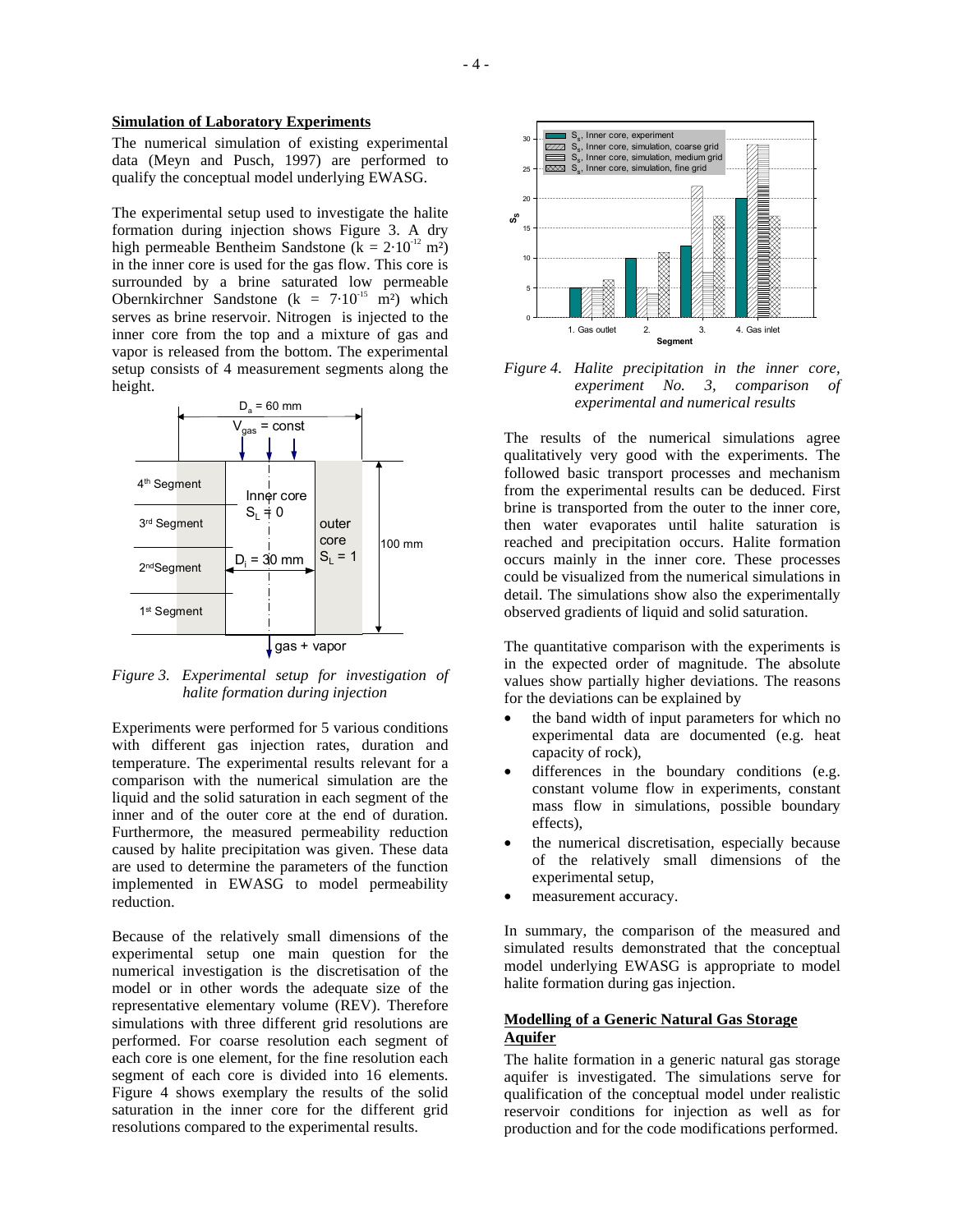## Simulation of Laboratory Experiments

The numerical simulation of existing experimental data (Meyn and Pusch, 1997) are performed to qualify the conceptual model underlying EWASG.

The experimental setup used to investigate the halite formation during injection shows Figure 3. A dry high permeable Bentheim Sandstone ($k = 2 \cdot 10^{-12}$ m²) in the inner core is used for the gas flow. This core is surrounded by a brine saturated low permeable Obernkirchner Sandstone ($k = 7 \cdot 10^{-15}$ m²) which serves as brine reservoir. Nitrogen is injected to the inner core from the top and a mixture of gas and vapor is released from the bottom. The experimental setup consists of 4 measurement segments along the height.

*Figure 3. Experimental setup for investigation of halite formation during injection*

Experiments were performed for 5 various conditions with different gas injection rates, duration and temperature. The experimental results relevant for a comparison with the numerical simulation are the liquid and the solid saturation in each segment of the inner and of the outer core at the end of duration. Furthermore, the measured permeability reduction caused by halite precipitation was given. These data are used to determine the parameters of the function implemented in EWASG to model permeability reduction.

Because of the relatively small dimensions of the experimental setup one main question for the numerical investigation is the discretisation of the model or in other words the adequate size of the representative elementary volume (REV). Therefore simulations with three different grid resolutions are performed. For coarse resolution each segment of each core is one element, for the fine resolution each segment of each core is divided into 16 elements. Figure 4 shows exemplary the results of the solid saturation in the inner core for the different grid resolutions compared to the experimental results.

*Figure 4. Halite precipitation in the inner core, experiment No. 3, comparison of experimental and numerical results*

The results of the numerical simulations agree qualitatively very good with the experiments. The followed basic transport processes and mechanism from the experimental results can be deduced. First brine is transported from the outer to the inner core, then water evaporates until halite saturation is reached and precipitation occurs. Halite formation occurs mainly in the inner core. These processes could be visualized from the numerical simulations in detail. The simulations show also the experimentally observed gradients of liquid and solid saturation.

The quantitative comparison with the experiments is in the expected order of magnitude. The absolute values show partially higher deviations. The reasons for the deviations can be explained by

- the band width of input parameters for which no experimental data are documented (e.g. heat capacity of rock),
- differences in the boundary conditions (e.g. constant volume flow in experiments, constant mass flow in simulations, possible boundary effects),
- the numerical discretisation, especially because of the relatively small dimensions of the experimental setup,
- measurement accuracy.

In summary, the comparison of the measured and simulated results demonstrated that the conceptual model underlying EWASG is appropriate to model halite formation during gas injection.

## Modelling of a Generic Natural Gas Storage Aquifer

The halite formation in a generic natural gas storage aquifer is investigated. The simulations serve for qualification of the conceptual model under realistic reservoir conditions for injection as well as for production and for the code modifications performed.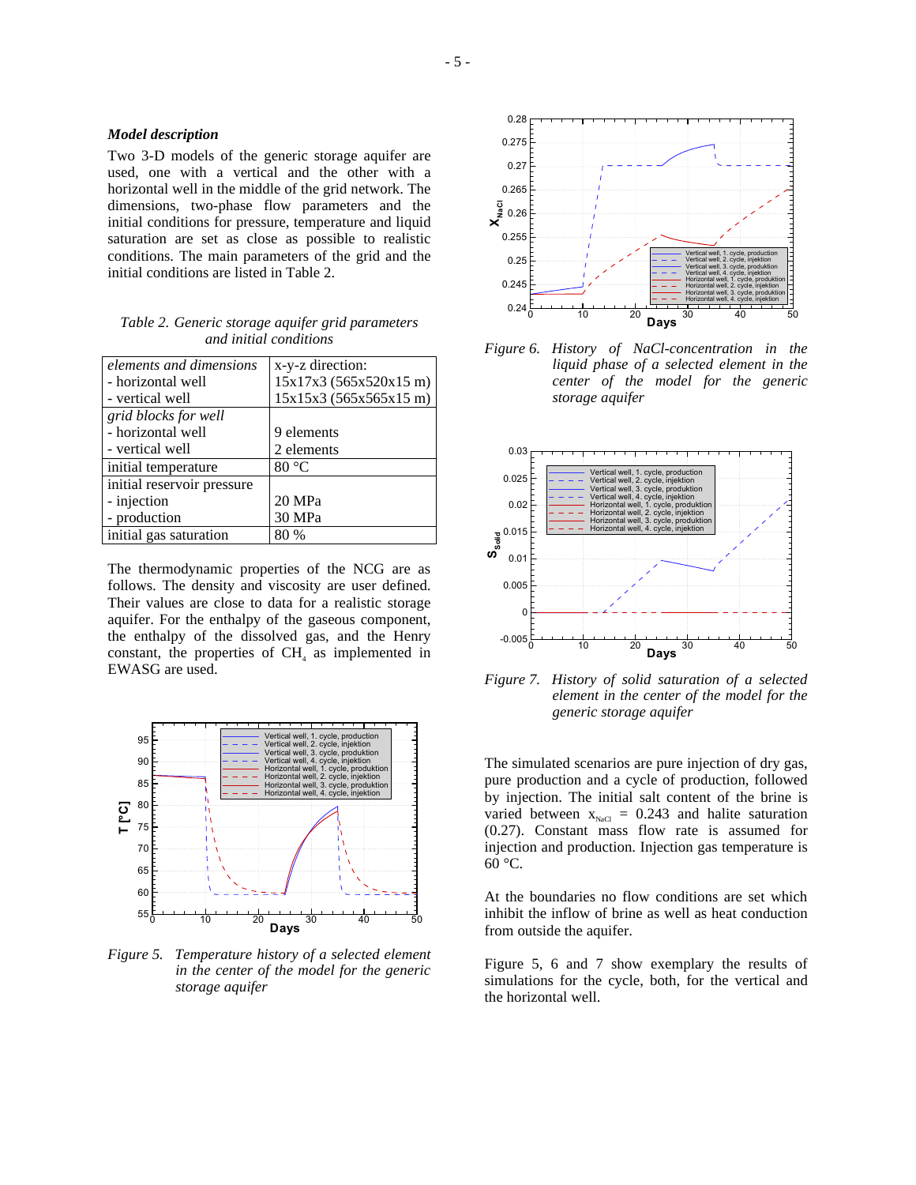### Model description

Two 3-D models of the generic storage aquifer are used, one with a vertical and the other with a horizontal well in the middle of the grid network. The dimensions, two-phase flow parameters and the initial conditions for pressure, temperature and liquid saturation are set as close as possible to realistic conditions. The main parameters of the grid and the initial conditions are listed in Table 2.

*Table 2. Generic storage aquifer grid parameters and initial conditions*

| *elements and dimensions*<br>- horizontal well<br>- vertical well | x-y-z direction:<br>15x17x3 (565x520x15 m)<br>15x15x3 (565x565x15 m) |
|---|---|
| *grid blocks for well*<br>- horizontal well<br>- vertical well | <br>9 elements<br>2 elements |
| initial temperature | 80 °C |
| initial reservoir pressure<br>- injection<br>- production | <br>20 MPa<br>30 MPa |
| initial gas saturation | 80 % |

The thermodynamic properties of the NCG are as follows. The density and viscosity are user defined. Their values are close to data for a realistic storage aquifer. For the enthalpy of the gaseous component, the enthalpy of the dissolved gas, and the Henry constant, the properties of $CH_4$ as implemented in EWASG are used.

*Figure 5. Temperature history of a selected element in the center of the model for the generic storage aquifer*

*Figure 6. History of NaCl-concentration in the liquid phase of a selected element in the center of the model for the generic storage aquifer*

*Figure 7. History of solid saturation of a selected element in the center of the model for the generic storage aquifer*

The simulated scenarios are pure injection of dry gas, pure production and a cycle of production, followed by injection. The initial salt content of the brine is varied between $x_{NaCl}$ = 0.243 and halite saturation (0.27). Constant mass flow rate is assumed for injection and production. Injection gas temperature is 60 °C.

At the boundaries no flow conditions are set which inhibit the inflow of brine as well as heat conduction from outside the aquifer.

Figure 5, 6 and 7 show exemplary the results of simulations for the cycle, both, for the vertical and the horizontal well.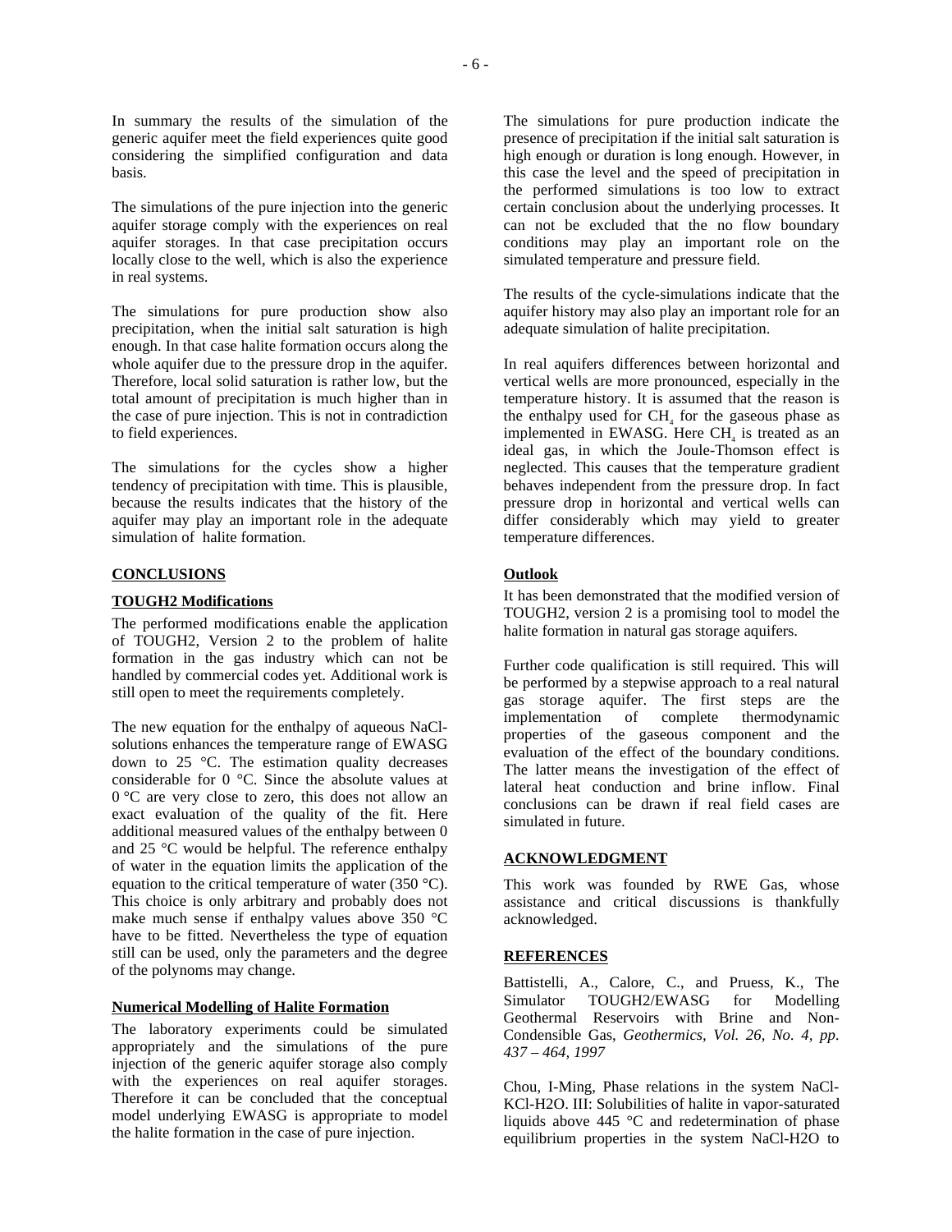In summary the results of the simulation of the generic aquifer meet the field experiences quite good considering the simplified configuration and data basis.

The simulations of the pure injection into the generic aquifer storage comply with the experiences on real aquifer storages. In that case precipitation occurs locally close to the well, which is also the experience in real systems.

The simulations for pure production show also precipitation, when the initial salt saturation is high enough. In that case halite formation occurs along the whole aquifer due to the pressure drop in the aquifer. Therefore, local solid saturation is rather low, but the total amount of precipitation is much higher than in the case of pure injection. This is not in contradiction to field experiences.

The simulations for the cycles show a higher tendency of precipitation with time. This is plausible, because the results indicates that the history of the aquifer may play an important role in the adequate simulation of halite formation.

## CONCLUSIONS

### TOUGH2 Modifications

The performed modifications enable the application of TOUGH2, Version 2 to the problem of halite formation in the gas industry which can not be handled by commercial codes yet. Additional work is still open to meet the requirements completely.

The new equation for the enthalpy of aqueous NaCl-solutions enhances the temperature range of EWASG down to 25 °C. The estimation quality decreases considerable for 0 °C. Since the absolute values at 0 °C are very close to zero, this does not allow an exact evaluation of the quality of the fit. Here additional measured values of the enthalpy between 0 and 25 °C would be helpful. The reference enthalpy of water in the equation limits the application of the equation to the critical temperature of water (350 °C). This choice is only arbitrary and probably does not make much sense if enthalpy values above 350 °C have to be fitted. Nevertheless the type of equation still can be used, only the parameters and the degree of the polynoms may change.

### Numerical Modelling of Halite Formation

The laboratory experiments could be simulated appropriately and the simulations of the pure injection of the generic aquifer storage also comply with the experiences on real aquifer storages. Therefore it can be concluded that the conceptual model underlying EWASG is appropriate to model the halite formation in the case of pure injection.

The simulations for pure production indicate the presence of precipitation if the initial salt saturation is high enough or duration is long enough. However, in this case the level and the speed of precipitation in the performed simulations is too low to extract certain conclusion about the underlying processes. It can not be excluded that the no flow boundary conditions may play an important role on the simulated temperature and pressure field.

The results of the cycle-simulations indicate that the aquifer history may also play an important role for an adequate simulation of halite precipitation.

In real aquifers differences between horizontal and vertical wells are more pronounced, especially in the temperature history. It is assumed that the reason is the enthalpy used for $CH_4$ for the gaseous phase as implemented in EWASG. Here $CH_4$ is treated as an ideal gas, in which the Joule-Thomson effect is neglected. This causes that the temperature gradient behaves independent from the pressure drop. In fact pressure drop in horizontal and vertical wells can differ considerably which may yield to greater temperature differences.

### Outlook

It has been demonstrated that the modified version of TOUGH2, version 2 is a promising tool to model the halite formation in natural gas storage aquifers.

Further code qualification is still required. This will be performed by a stepwise approach to a real natural gas storage aquifer. The first steps are the implementation of complete thermodynamic properties of the gaseous component and the evaluation of the effect of the boundary conditions. The latter means the investigation of the effect of lateral heat conduction and brine inflow. Final conclusions can be drawn if real field cases are simulated in future.

## ACKNOWLEDGMENT

This work was founded by RWE Gas, whose assistance and critical discussions is thankfully acknowledged.

## REFERENCES

Battistelli, A., Calore, C., and Pruess, K., The Simulator TOUGH2/EWASG for Modelling Geothermal Reservoirs with Brine and Non-Condensible Gas, *Geothermics, Vol. 26, No. 4, pp. 437 – 464, 1997*

Chou, I-Ming, Phase relations in the system NaCl-KCl-H2O. III: Solubilities of halite in vapor-saturated liquids above 445 °C and redetermination of phase equilibrium properties in the system NaCl-H2O to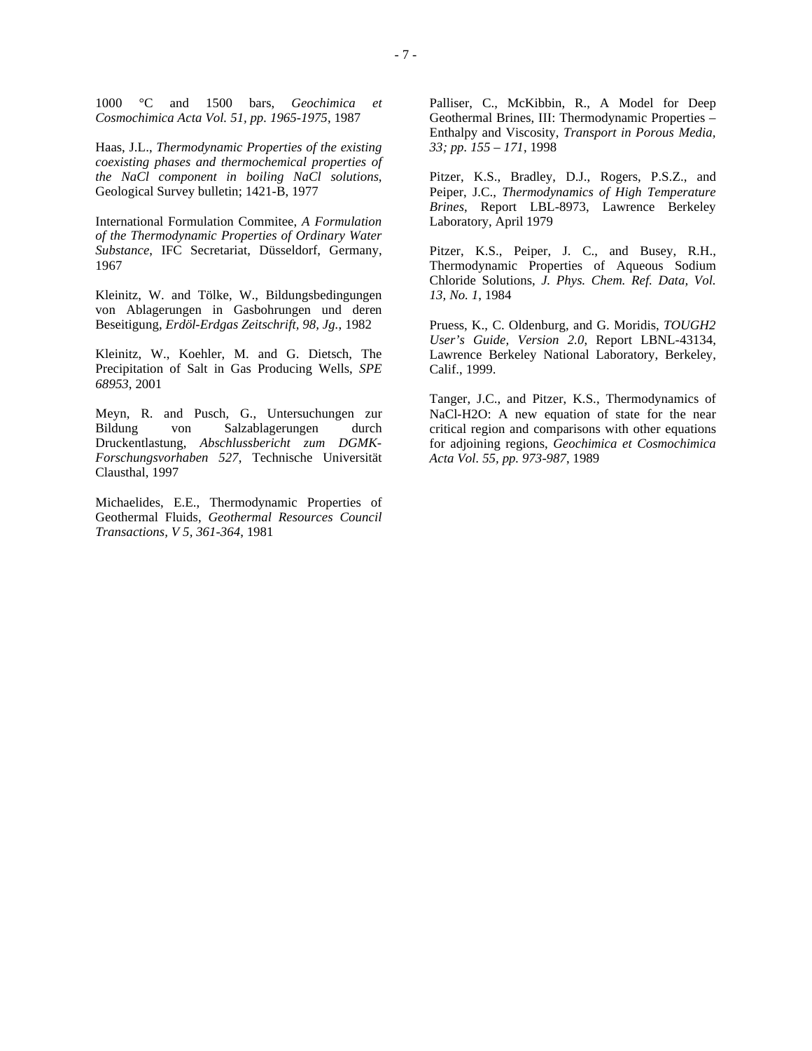1000 °C and 1500 bars, *Geochimica et Cosmochimica Acta Vol. 51, pp. 1965-1975*, 1987

Haas, J.L., *Thermodynamic Properties of the existing coexisting phases and thermochemical properties of the NaCl component in boiling NaCl solutions*, Geological Survey bulletin; 1421-B, 1977

International Formulation Commitee, *A Formulation of the Thermodynamic Properties of Ordinary Water Substance*, IFC Secretariat, Düsseldorf, Germany, 1967

Kleinitz, W. and Tölke, W., Bildungsbedingungen von Ablagerungen in Gasbohrungen und deren Beseitigung, *Erdöl-Erdgas Zeitschrift, 98, Jg.*, 1982

Kleinitz, W., Koehler, M. and G. Dietsch, The Precipitation of Salt in Gas Producing Wells, *SPE 68953*, 2001

Meyn, R. and Pusch, G., Untersuchungen zur Bildung von Salzablagerungen durch Druckentlastung, *Abschlussbericht zum DGMK-Forschungsvorhaben 527*, Technische Universität Clausthal, 1997

Michaelides, E.E., Thermodynamic Properties of Geothermal Fluids, *Geothermal Resources Council Transactions, V 5, 361-364*, 1981

Palliser, C., McKibbin, R., A Model for Deep Geothermal Brines, III: Thermodynamic Properties – Enthalpy and Viscosity, *Transport in Porous Media, 33; pp. 155 – 171*, 1998

Pitzer, K.S., Bradley, D.J., Rogers, P.S.Z., and Peiper, J.C., *Thermodynamics of High Temperature Brines*, Report LBL-8973, Lawrence Berkeley Laboratory, April 1979

Pitzer, K.S., Peiper, J. C., and Busey, R.H., Thermodynamic Properties of Aqueous Sodium Chloride Solutions, *J. Phys. Chem. Ref. Data, Vol. 13, No. 1*, 1984

Pruess, K., C. Oldenburg, and G. Moridis, *TOUGH2 User's Guide, Version 2.0*, Report LBNL-43134, Lawrence Berkeley National Laboratory, Berkeley, Calif., 1999.

Tanger, J.C., and Pitzer, K.S., Thermodynamics of NaCl-H2O: A new equation of state for the near critical region and comparisons with other equations for adjoining regions, *Geochimica et Cosmochimica Acta Vol. 55, pp. 973-987*, 1989